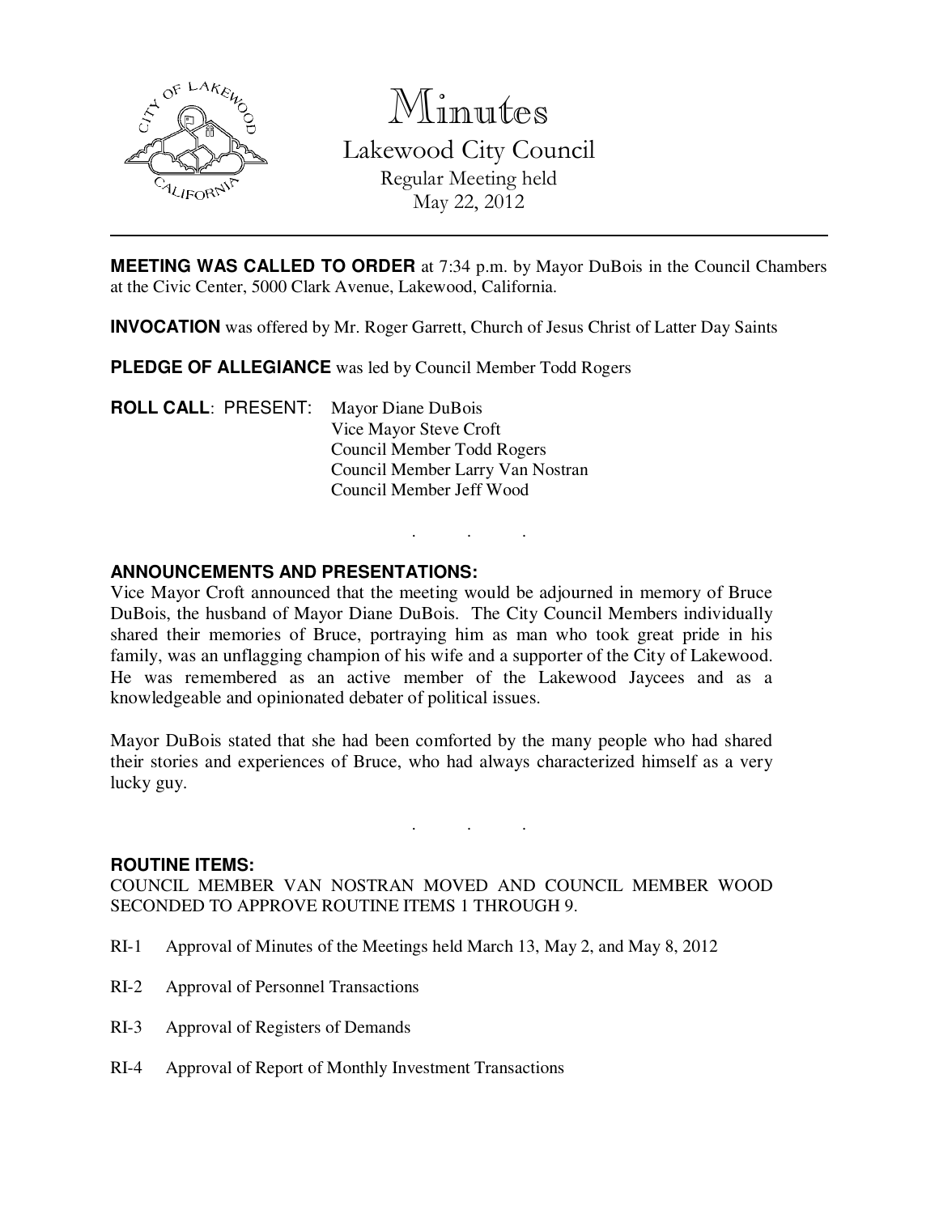# Minutes

## Lakewood City Council

Regular Meeting held
May 22, 2012

---

**MEETING WAS CALLED TO ORDER** at 7:34 p.m. by Mayor DuBois in the Council Chambers at the Civic Center, 5000 Clark Avenue, Lakewood, California.

**INVOCATION** was offered by Mr. Roger Garrett, Church of Jesus Christ of Latter Day Saints

**PLEDGE OF ALLEGIANCE** was led by Council Member Todd Rogers

**ROLL CALL**: PRESENT: Mayor Diane DuBois
Vice Mayor Steve Croft
Council Member Todd Rogers
Council Member Larry Van Nostran
Council Member Jeff Wood

. . .

**ANNOUNCEMENTS AND PRESENTATIONS:**

Vice Mayor Croft announced that the meeting would be adjourned in memory of Bruce DuBois, the husband of Mayor Diane DuBois. The City Council Members individually shared their memories of Bruce, portraying him as man who took great pride in his family, was an unflagging champion of his wife and a supporter of the City of Lakewood. He was remembered as an active member of the Lakewood Jaycees and as a knowledgeable and opinionated debater of political issues.

Mayor DuBois stated that she had been comforted by the many people who had shared their stories and experiences of Bruce, who had always characterized himself as a very lucky guy.

. . .

**ROUTINE ITEMS:**

COUNCIL MEMBER VAN NOSTRAN MOVED AND COUNCIL MEMBER WOOD SECONDED TO APPROVE ROUTINE ITEMS 1 THROUGH 9.

RI-1 Approval of Minutes of the Meetings held March 13, May 2, and May 8, 2012

RI-2 Approval of Personnel Transactions

RI-3 Approval of Registers of Demands

RI-4 Approval of Report of Monthly Investment Transactions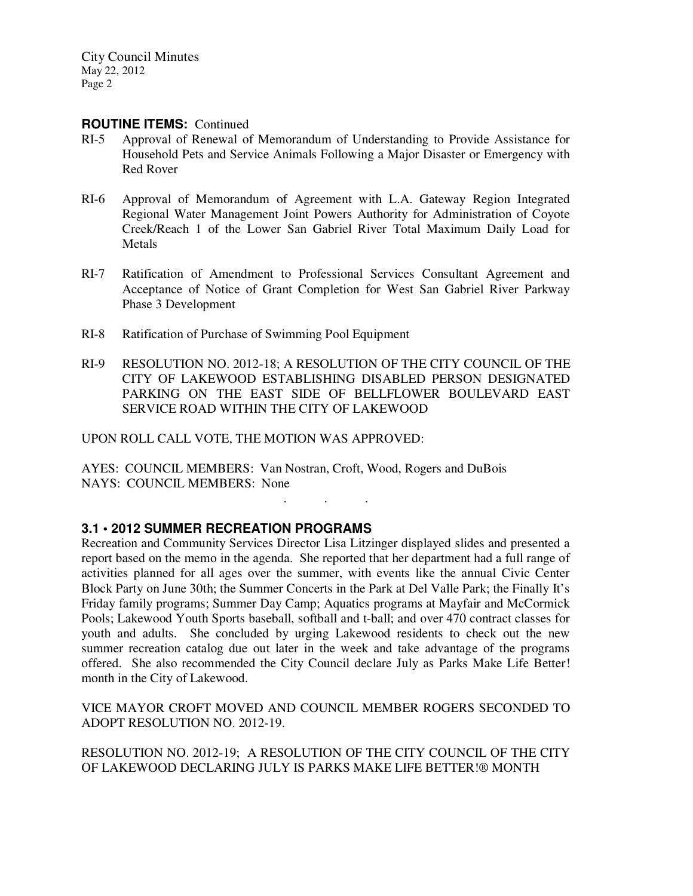**ROUTINE ITEMS:** Continued

RI-5 Approval of Renewal of Memorandum of Understanding to Provide Assistance for Household Pets and Service Animals Following a Major Disaster or Emergency with Red Rover

RI-6 Approval of Memorandum of Agreement with L.A. Gateway Region Integrated Regional Water Management Joint Powers Authority for Administration of Coyote Creek/Reach 1 of the Lower San Gabriel River Total Maximum Daily Load for Metals

RI-7 Ratification of Amendment to Professional Services Consultant Agreement and Acceptance of Notice of Grant Completion for West San Gabriel River Parkway Phase 3 Development

RI-8 Ratification of Purchase of Swimming Pool Equipment

RI-9 RESOLUTION NO. 2012-18; A RESOLUTION OF THE CITY COUNCIL OF THE CITY OF LAKEWOOD ESTABLISHING DISABLED PERSON DESIGNATED PARKING ON THE EAST SIDE OF BELLFLOWER BOULEVARD EAST SERVICE ROAD WITHIN THE CITY OF LAKEWOOD

UPON ROLL CALL VOTE, THE MOTION WAS APPROVED:

AYES: COUNCIL MEMBERS: Van Nostran, Croft, Wood, Rogers and DuBois
NAYS: COUNCIL MEMBERS: None

. . .

**3.1 • 2012 SUMMER RECREATION PROGRAMS**

Recreation and Community Services Director Lisa Litzinger displayed slides and presented a report based on the memo in the agenda. She reported that her department had a full range of activities planned for all ages over the summer, with events like the annual Civic Center Block Party on June 30th; the Summer Concerts in the Park at Del Valle Park; the Finally It's Friday family programs; Summer Day Camp; Aquatics programs at Mayfair and McCormick Pools; Lakewood Youth Sports baseball, softball and t-ball; and over 470 contract classes for youth and adults. She concluded by urging Lakewood residents to check out the new summer recreation catalog due out later in the week and take advantage of the programs offered. She also recommended the City Council declare July as Parks Make Life Better! month in the City of Lakewood.

VICE MAYOR CROFT MOVED AND COUNCIL MEMBER ROGERS SECONDED TO ADOPT RESOLUTION NO. 2012-19.

RESOLUTION NO. 2012-19; A RESOLUTION OF THE CITY COUNCIL OF THE CITY OF LAKEWOOD DECLARING JULY IS PARKS MAKE LIFE BETTER!® MONTH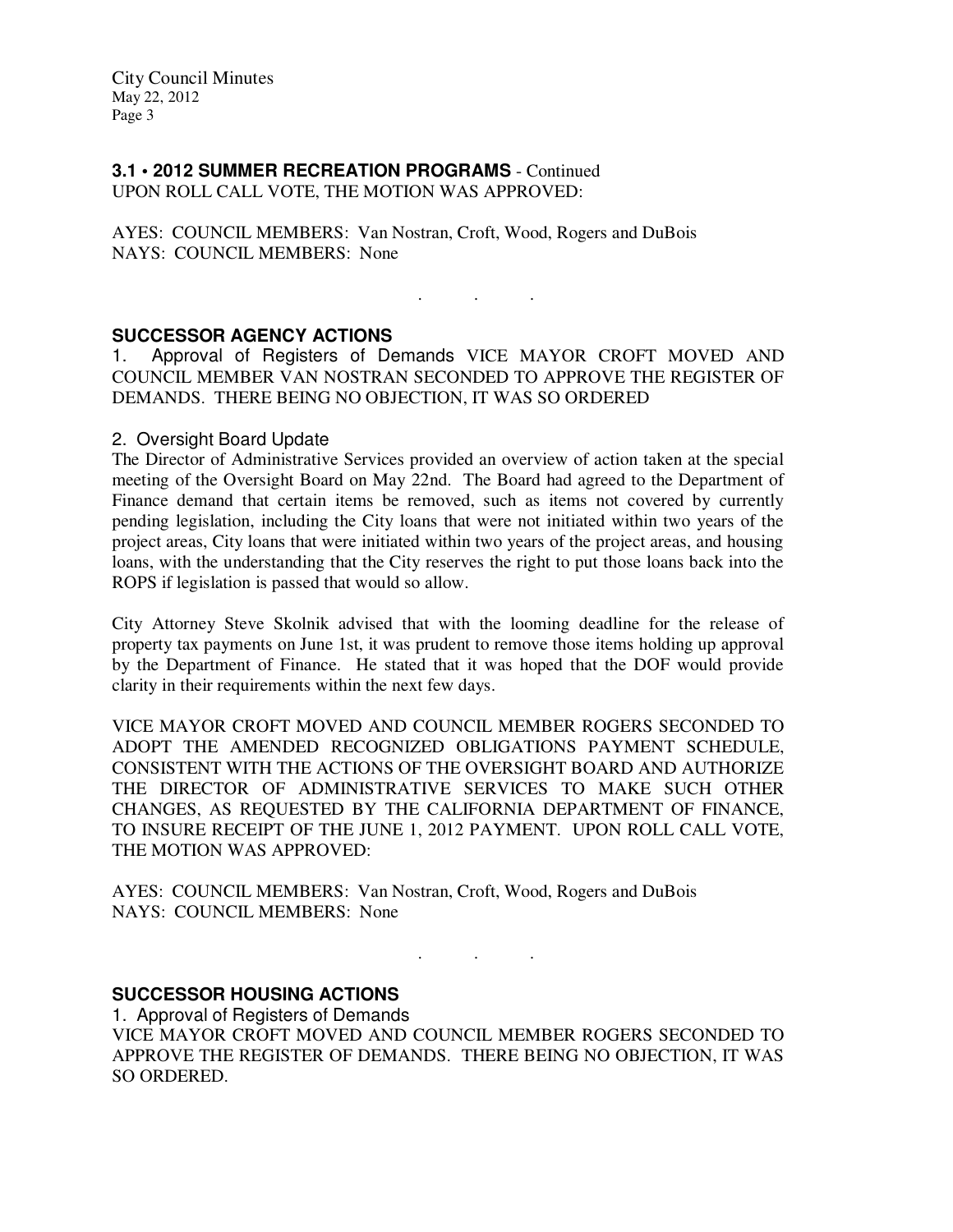**3.1 • 2012 SUMMER RECREATION PROGRAMS** - Continued
UPON ROLL CALL VOTE, THE MOTION WAS APPROVED:

AYES: COUNCIL MEMBERS: Van Nostran, Croft, Wood, Rogers and DuBois
NAYS: COUNCIL MEMBERS: None

. . .

## SUCCESSOR AGENCY ACTIONS

1. Approval of Registers of Demands VICE MAYOR CROFT MOVED AND COUNCIL MEMBER VAN NOSTRAN SECONDED TO APPROVE THE REGISTER OF DEMANDS. THERE BEING NO OBJECTION, IT WAS SO ORDERED

2. Oversight Board Update

The Director of Administrative Services provided an overview of action taken at the special meeting of the Oversight Board on May 22nd. The Board had agreed to the Department of Finance demand that certain items be removed, such as items not covered by currently pending legislation, including the City loans that were not initiated within two years of the project areas, City loans that were initiated within two years of the project areas, and housing loans, with the understanding that the City reserves the right to put those loans back into the ROPS if legislation is passed that would so allow.

City Attorney Steve Skolnik advised that with the looming deadline for the release of property tax payments on June 1st, it was prudent to remove those items holding up approval by the Department of Finance. He stated that it was hoped that the DOF would provide clarity in their requirements within the next few days.

VICE MAYOR CROFT MOVED AND COUNCIL MEMBER ROGERS SECONDED TO ADOPT THE AMENDED RECOGNIZED OBLIGATIONS PAYMENT SCHEDULE, CONSISTENT WITH THE ACTIONS OF THE OVERSIGHT BOARD AND AUTHORIZE THE DIRECTOR OF ADMINISTRATIVE SERVICES TO MAKE SUCH OTHER CHANGES, AS REQUESTED BY THE CALIFORNIA DEPARTMENT OF FINANCE, TO INSURE RECEIPT OF THE JUNE 1, 2012 PAYMENT. UPON ROLL CALL VOTE, THE MOTION WAS APPROVED:

AYES: COUNCIL MEMBERS: Van Nostran, Croft, Wood, Rogers and DuBois
NAYS: COUNCIL MEMBERS: None

. . .

## SUCCESSOR HOUSING ACTIONS

1. Approval of Registers of Demands

VICE MAYOR CROFT MOVED AND COUNCIL MEMBER ROGERS SECONDED TO APPROVE THE REGISTER OF DEMANDS. THERE BEING NO OBJECTION, IT WAS SO ORDERED.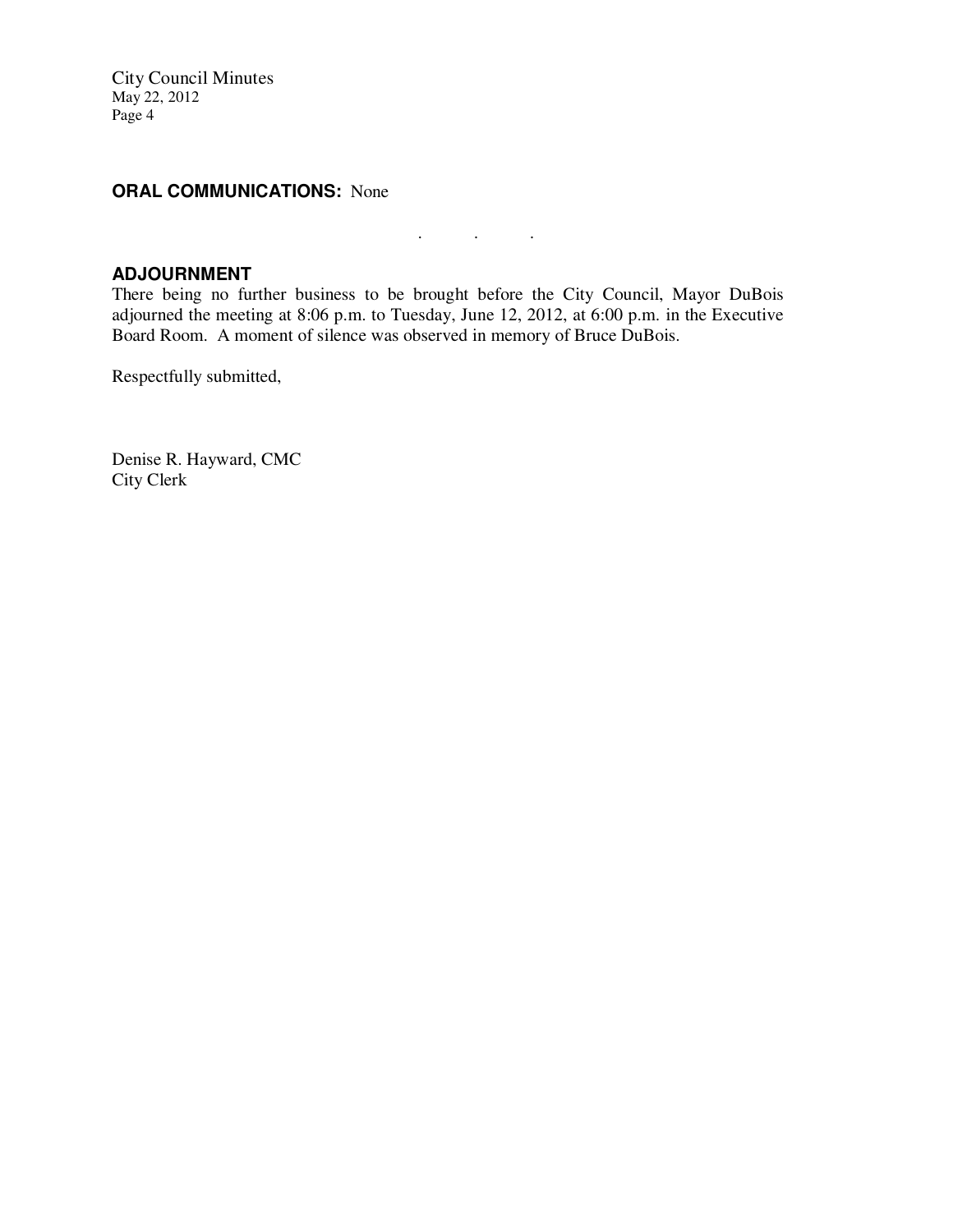**ORAL COMMUNICATIONS:** None

. . .

**ADJOURNMENT**

There being no further business to be brought before the City Council, Mayor DuBois adjourned the meeting at 8:06 p.m. to Tuesday, June 12, 2012, at 6:00 p.m. in the Executive Board Room. A moment of silence was observed in memory of Bruce DuBois.

Respectfully submitted,

Denise R. Hayward, CMC
City Clerk